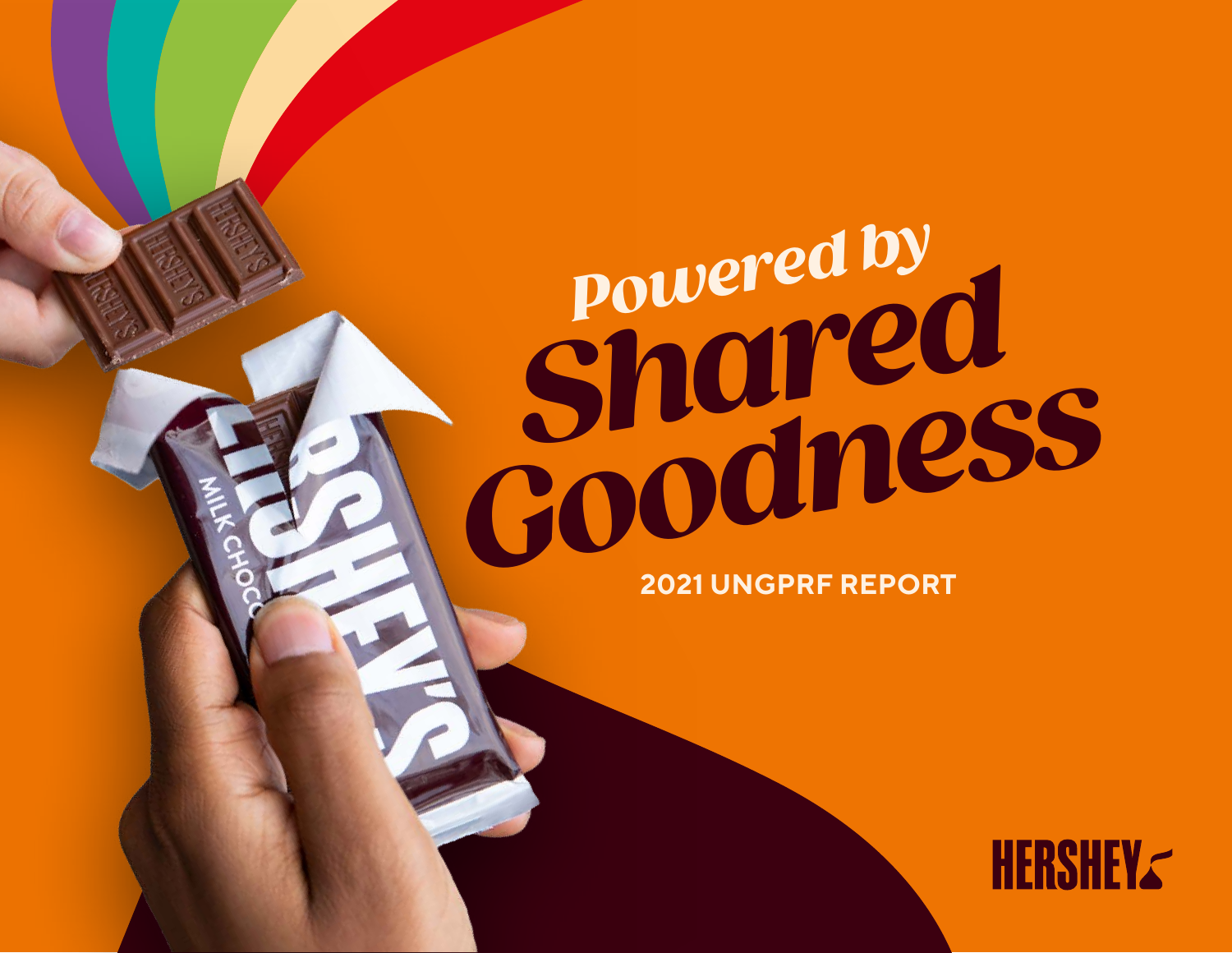# Powered by Shared Goodness

## 2021 UNGPRF REPORT

HERSHEY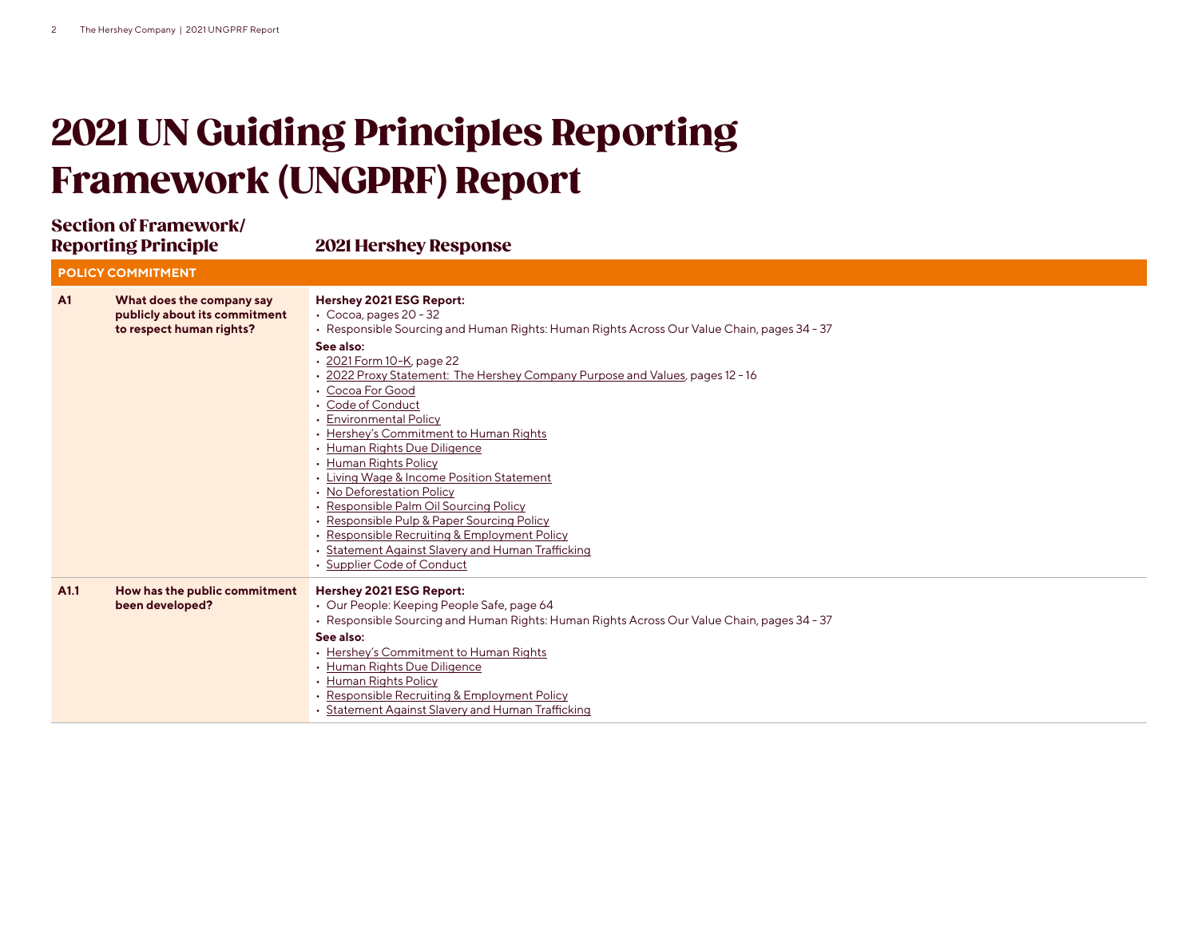# 2021 UN Guiding Principles Reporting Framework (UNGPRF) Report

| Section of Framework/ Reporting Principle | | 2021 Hershey Response |
|---|---|---|
| **POLICY COMMITMENT** | | |
| **A1** | **What does the company say publicly about its commitment to respect human rights?** | **Hershey 2021 ESG Report:**<br>• Cocoa, pages 20 - 32<br>• Responsible Sourcing and Human Rights: Human Rights Across Our Value Chain, pages 34 - 37<br>**See also:**<br>• 2021 Form 10-K, page 22<br>• 2022 Proxy Statement: The Hershey Company Purpose and Values, pages 12 - 16<br>• Cocoa For Good<br>• Code of Conduct<br>• Environmental Policy<br>• Hershey's Commitment to Human Rights<br>• Human Rights Due Diligence<br>• Human Rights Policy<br>• Living Wage & Income Position Statement<br>• No Deforestation Policy<br>• Responsible Palm Oil Sourcing Policy<br>• Responsible Pulp & Paper Sourcing Policy<br>• Responsible Recruiting & Employment Policy<br>• Statement Against Slavery and Human Trafficking<br>• Supplier Code of Conduct |
| **A1.1** | **How has the public commitment been developed?** | **Hershey 2021 ESG Report:**<br>• Our People: Keeping People Safe, page 64<br>• Responsible Sourcing and Human Rights: Human Rights Across Our Value Chain, pages 34 - 37<br>**See also:**<br>• Hershey's Commitment to Human Rights<br>• Human Rights Due Diligence<br>• Human Rights Policy<br>• Responsible Recruiting & Employment Policy<br>• Statement Against Slavery and Human Trafficking |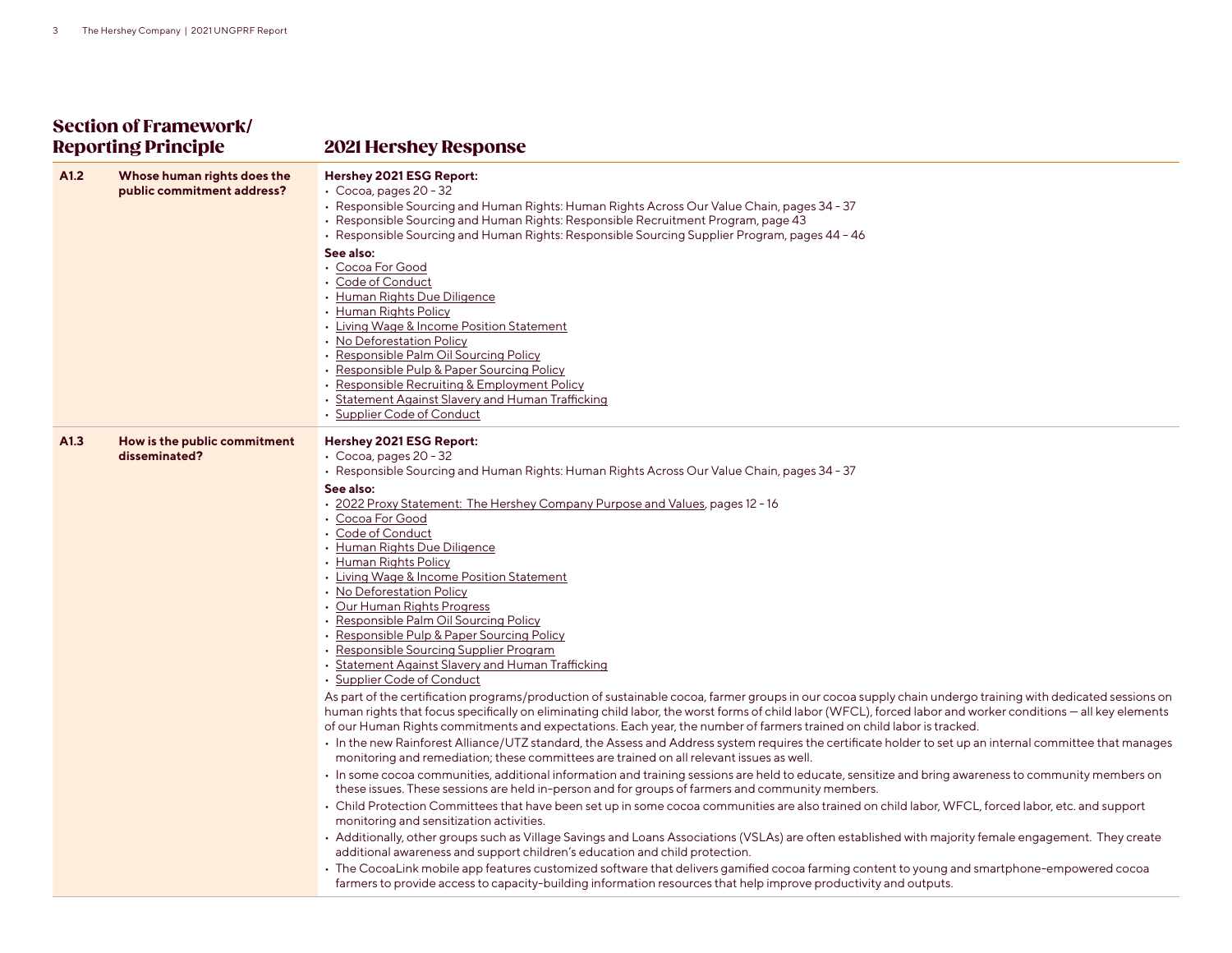| Section of Framework/ Reporting Principle | | 2021 Hershey Response |
|---|---|---|
| **A1.2** | **Whose human rights does the public commitment address?** | **Hershey 2021 ESG Report:**<br>• Cocoa, pages 20 – 32<br>• Responsible Sourcing and Human Rights: Human Rights Across Our Value Chain, pages 34 – 37<br>• Responsible Sourcing and Human Rights: Responsible Recruitment Program, page 43<br>• Responsible Sourcing and Human Rights: Responsible Sourcing Supplier Program, pages 44 – 46<br>**See also:**<br>• Cocoa For Good<br>• Code of Conduct<br>• Human Rights Due Diligence<br>• Human Rights Policy<br>• Living Wage & Income Position Statement<br>• No Deforestation Policy<br>• Responsible Palm Oil Sourcing Policy<br>• Responsible Pulp & Paper Sourcing Policy<br>• Responsible Recruiting & Employment Policy<br>• Statement Against Slavery and Human Trafficking<br>• Supplier Code of Conduct |
| **A1.3** | **How is the public commitment disseminated?** | **Hershey 2021 ESG Report:**<br>• Cocoa, pages 20 – 32<br>• Responsible Sourcing and Human Rights: Human Rights Across Our Value Chain, pages 34 – 37<br>**See also:**<br>• 2022 Proxy Statement: The Hershey Company Purpose and Values, pages 12 – 16<br>• Cocoa For Good<br>• Code of Conduct<br>• Human Rights Due Diligence<br>• Human Rights Policy<br>• Living Wage & Income Position Statement<br>• No Deforestation Policy<br>• Our Human Rights Progress<br>• Responsible Palm Oil Sourcing Policy<br>• Responsible Pulp & Paper Sourcing Policy<br>• Responsible Sourcing Supplier Program<br>• Statement Against Slavery and Human Trafficking<br>• Supplier Code of Conduct<br>As part of the certification programs/production of sustainable cocoa, farmer groups in our cocoa supply chain undergo training with dedicated sessions on human rights that focus specifically on eliminating child labor, the worst forms of child labor (WFCL), forced labor and worker conditions — all key elements of our Human Rights commitments and expectations. Each year, the number of farmers trained on child labor is tracked.<br>• In the new Rainforest Alliance/UTZ standard, the Assess and Address system requires the certificate holder to set up an internal committee that manages monitoring and remediation; these committees are trained on all relevant issues as well.<br>• In some cocoa communities, additional information and training sessions are held to educate, sensitize and bring awareness to community members on these issues. These sessions are held in-person and for groups of farmers and community members.<br>• Child Protection Committees that have been set up in some cocoa communities are also trained on child labor, WFCL, forced labor, etc. and support monitoring and sensitization activities.<br>• Additionally, other groups such as Village Savings and Loans Associations (VSLAs) are often established with majority female engagement. They create additional awareness and support children's education and child protection.<br>• The CocoaLink mobile app features customized software that delivers gamified cocoa farming content to young and smartphone-empowered cocoa farmers to provide access to capacity-building information resources that help improve productivity and outputs. |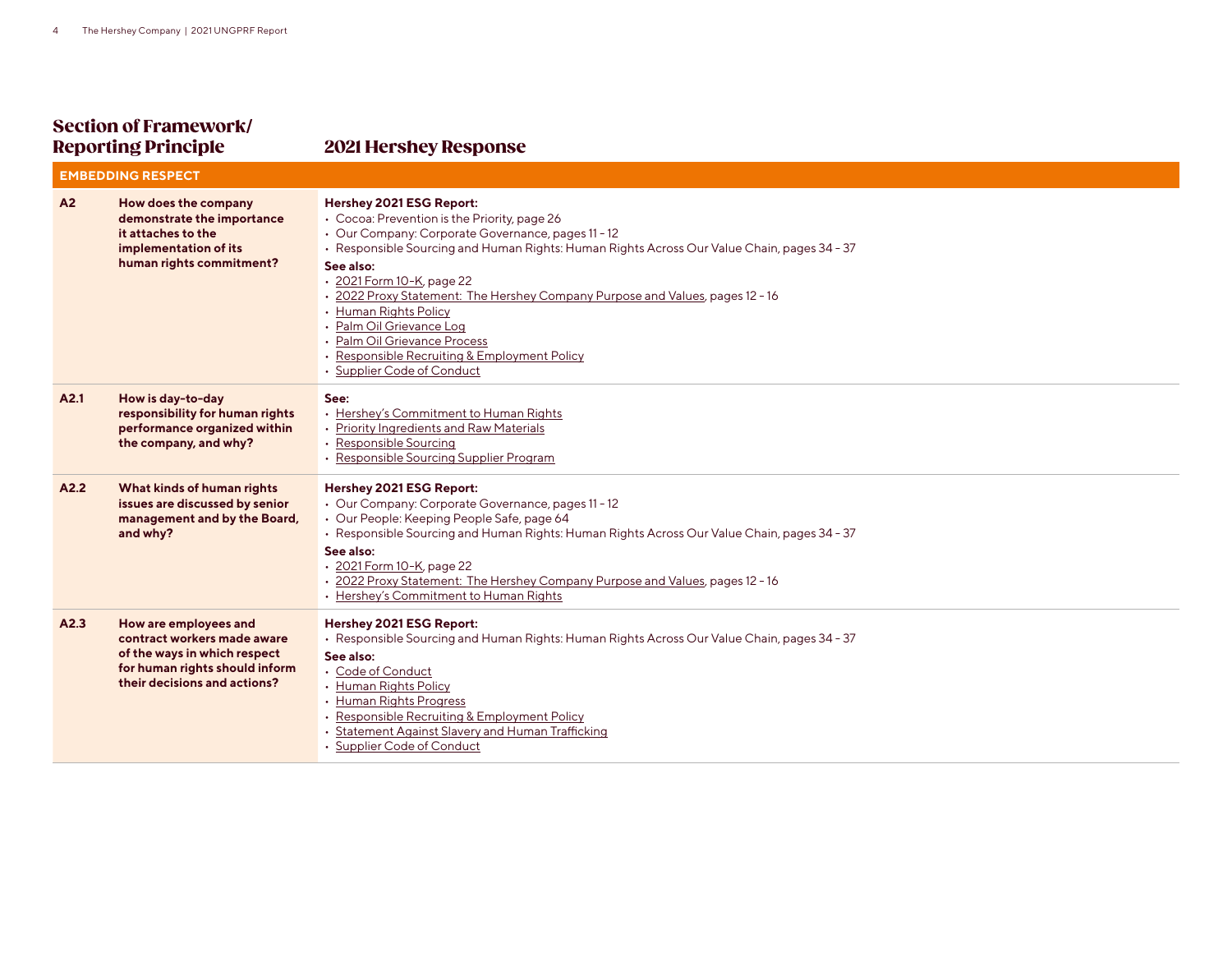| Section of Framework/ Reporting Principle | | 2021 Hershey Response |
|---|---|---|
| **EMBEDDING RESPECT** | | |
| **A2** | **How does the company demonstrate the importance it attaches to the implementation of its human rights commitment?** | **Hershey 2021 ESG Report:**<br>• Cocoa: Prevention is the Priority, page 26<br>• Our Company: Corporate Governance, pages 11 – 12<br>• Responsible Sourcing and Human Rights: Human Rights Across Our Value Chain, pages 34 – 37<br>**See also:**<br>• 2021 Form 10-K, page 22<br>• 2022 Proxy Statement: The Hershey Company Purpose and Values, pages 12 – 16<br>• Human Rights Policy<br>• Palm Oil Grievance Log<br>• Palm Oil Grievance Process<br>• Responsible Recruiting & Employment Policy<br>• Supplier Code of Conduct |
| **A2.1** | **How is day-to-day responsibility for human rights performance organized within the company, and why?** | **See:**<br>• Hershey's Commitment to Human Rights<br>• Priority Ingredients and Raw Materials<br>• Responsible Sourcing<br>• Responsible Sourcing Supplier Program |
| **A2.2** | **What kinds of human rights issues are discussed by senior management and by the Board, and why?** | **Hershey 2021 ESG Report:**<br>• Our Company: Corporate Governance, pages 11 – 12<br>• Our People: Keeping People Safe, page 64<br>• Responsible Sourcing and Human Rights: Human Rights Across Our Value Chain, pages 34 – 37<br>**See also:**<br>• 2021 Form 10-K, page 22<br>• 2022 Proxy Statement: The Hershey Company Purpose and Values, pages 12 – 16<br>• Hershey's Commitment to Human Rights |
| **A2.3** | **How are employees and contract workers made aware of the ways in which respect for human rights should inform their decisions and actions?** | **Hershey 2021 ESG Report:**<br>• Responsible Sourcing and Human Rights: Human Rights Across Our Value Chain, pages 34 – 37<br>**See also:**<br>• Code of Conduct<br>• Human Rights Policy<br>• Human Rights Progress<br>• Responsible Recruiting & Employment Policy<br>• Statement Against Slavery and Human Trafficking<br>• Supplier Code of Conduct |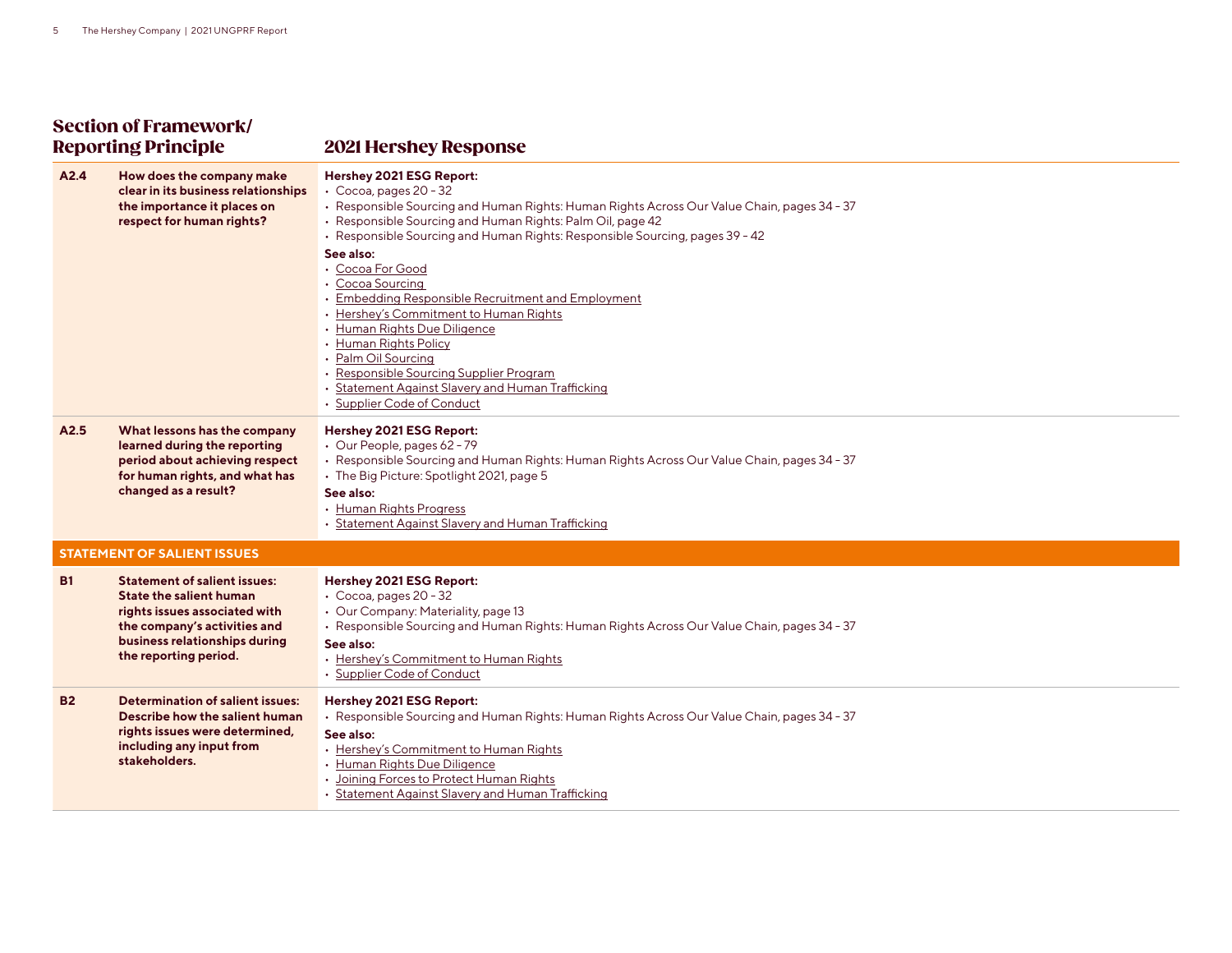| Section of Framework/ Reporting Principle | | 2021 Hershey Response |
|---|---|---|
| A2.4 | How does the company make clear in its business relationships the importance it places on respect for human rights? | **Hershey 2021 ESG Report:**<br>• Cocoa, pages 20 – 32<br>• Responsible Sourcing and Human Rights: Human Rights Across Our Value Chain, pages 34 – 37<br>• Responsible Sourcing and Human Rights: Palm Oil, page 42<br>• Responsible Sourcing and Human Rights: Responsible Sourcing, pages 39 – 42<br>**See also:**<br>• Cocoa For Good<br>• Cocoa Sourcing<br>• Embedding Responsible Recruitment and Employment<br>• Hershey's Commitment to Human Rights<br>• Human Rights Due Diligence<br>• Human Rights Policy<br>• Palm Oil Sourcing<br>• Responsible Sourcing Supplier Program<br>• Statement Against Slavery and Human Trafficking<br>• Supplier Code of Conduct |
| A2.5 | What lessons has the company learned during the reporting period about achieving respect for human rights, and what has changed as a result? | **Hershey 2021 ESG Report:**<br>• Our People, pages 62 – 79<br>• Responsible Sourcing and Human Rights: Human Rights Across Our Value Chain, pages 34 – 37<br>• The Big Picture: Spotlight 2021, page 5<br>**See also:**<br>• Human Rights Progress<br>• Statement Against Slavery and Human Trafficking |
| **STATEMENT OF SALIENT ISSUES** | | |
| B1 | Statement of salient issues: State the salient human rights issues associated with the company's activities and business relationships during the reporting period. | **Hershey 2021 ESG Report:**<br>• Cocoa, pages 20 – 32<br>• Our Company: Materiality, page 13<br>• Responsible Sourcing and Human Rights: Human Rights Across Our Value Chain, pages 34 – 37<br>**See also:**<br>• Hershey's Commitment to Human Rights<br>• Supplier Code of Conduct |
| B2 | Determination of salient issues: Describe how the salient human rights issues were determined, including any input from stakeholders. | **Hershey 2021 ESG Report:**<br>• Responsible Sourcing and Human Rights: Human Rights Across Our Value Chain, pages 34 – 37<br>**See also:**<br>• Hershey's Commitment to Human Rights<br>• Human Rights Due Diligence<br>• Joining Forces to Protect Human Rights<br>• Statement Against Slavery and Human Trafficking |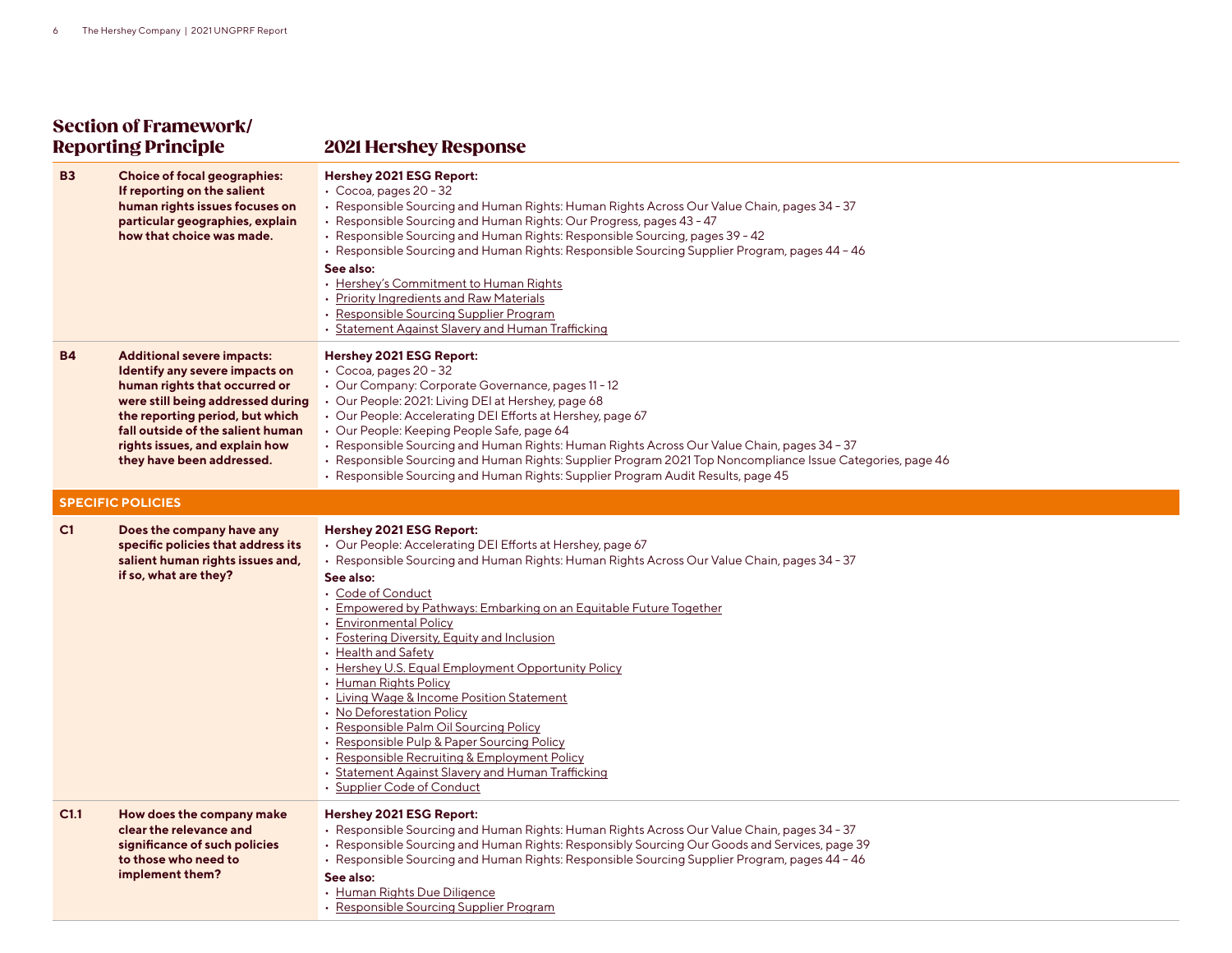| Section of Framework/ Reporting Principle | | 2021 Hershey Response |
|---|---|---|
| **B3** | **Choice of focal geographies: If reporting on the salient human rights issues focuses on particular geographies, explain how that choice was made.** | **Hershey 2021 ESG Report:**<br>• Cocoa, pages 20 – 32<br>• Responsible Sourcing and Human Rights: Human Rights Across Our Value Chain, pages 34 – 37<br>• Responsible Sourcing and Human Rights: Our Progress, pages 43 – 47<br>• Responsible Sourcing and Human Rights: Responsible Sourcing, pages 39 – 42<br>• Responsible Sourcing and Human Rights: Responsible Sourcing Supplier Program, pages 44 – 46<br>**See also:**<br>• Hershey's Commitment to Human Rights<br>• Priority Ingredients and Raw Materials<br>• Responsible Sourcing Supplier Program<br>• Statement Against Slavery and Human Trafficking |
| **B4** | **Additional severe impacts: Identify any severe impacts on human rights that occurred or were still being addressed during the reporting period, but which fall outside of the salient human rights issues, and explain how they have been addressed.** | **Hershey 2021 ESG Report:**<br>• Cocoa, pages 20 – 32<br>• Our Company: Corporate Governance, pages 11 – 12<br>• Our People: 2021: Living DEI at Hershey, page 68<br>• Our People: Accelerating DEI Efforts at Hershey, page 67<br>• Our People: Keeping People Safe, page 64<br>• Responsible Sourcing and Human Rights: Human Rights Across Our Value Chain, pages 34 – 37<br>• Responsible Sourcing and Human Rights: Supplier Program 2021 Top Noncompliance Issue Categories, page 46<br>• Responsible Sourcing and Human Rights: Supplier Program Audit Results, page 45 |
| **SPECIFIC POLICIES** | | |
| **C1** | **Does the company have any specific policies that address its salient human rights issues and, if so, what are they?** | **Hershey 2021 ESG Report:**<br>• Our People: Accelerating DEI Efforts at Hershey, page 67<br>• Responsible Sourcing and Human Rights: Human Rights Across Our Value Chain, pages 34 – 37<br>**See also:**<br>• Code of Conduct<br>• Empowered by Pathways: Embarking on an Equitable Future Together<br>• Environmental Policy<br>• Fostering Diversity, Equity and Inclusion<br>• Health and Safety<br>• Hershey U.S. Equal Employment Opportunity Policy<br>• Human Rights Policy<br>• Living Wage & Income Position Statement<br>• No Deforestation Policy<br>• Responsible Palm Oil Sourcing Policy<br>• Responsible Pulp & Paper Sourcing Policy<br>• Responsible Recruiting & Employment Policy<br>• Statement Against Slavery and Human Trafficking<br>• Supplier Code of Conduct |
| **C1.1** | **How does the company make clear the relevance and significance of such policies to those who need to implement them?** | **Hershey 2021 ESG Report:**<br>• Responsible Sourcing and Human Rights: Human Rights Across Our Value Chain, pages 34 – 37<br>• Responsible Sourcing and Human Rights: Responsibly Sourcing Our Goods and Services, page 39<br>• Responsible Sourcing and Human Rights: Responsible Sourcing Supplier Program, pages 44 – 46<br>**See also:**<br>• Human Rights Due Diligence<br>• Responsible Sourcing Supplier Program |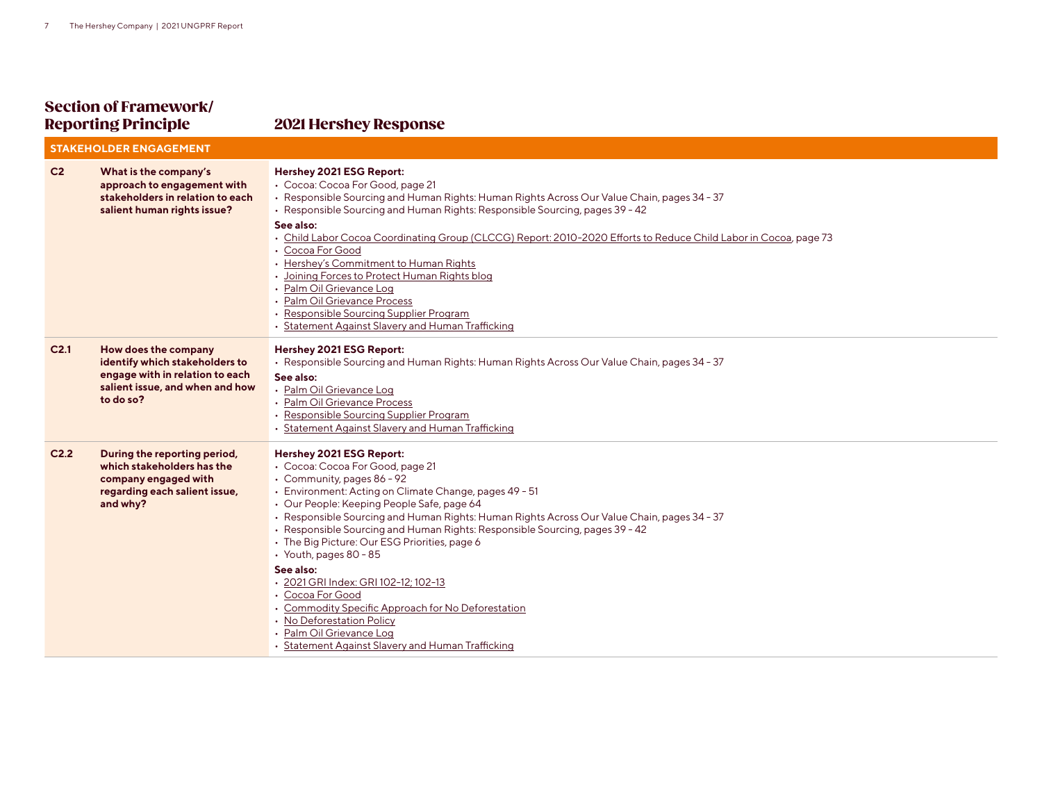| Section of Framework/ Reporting Principle | | 2021 Hershey Response |
|---|---|---|
| **STAKEHOLDER ENGAGEMENT** | | |
| **C2** | **What is the company's approach to engagement with stakeholders in relation to each salient human rights issue?** | **Hershey 2021 ESG Report:**<br>• Cocoa: Cocoa For Good, page 21<br>• Responsible Sourcing and Human Rights: Human Rights Across Our Value Chain, pages 34 – 37<br>• Responsible Sourcing and Human Rights: Responsible Sourcing, pages 39 – 42<br>**See also:**<br>• Child Labor Cocoa Coordinating Group (CLCCG) Report: 2010–2020 Efforts to Reduce Child Labor in Cocoa, page 73<br>• Cocoa For Good<br>• Hershey's Commitment to Human Rights<br>• Joining Forces to Protect Human Rights blog<br>• Palm Oil Grievance Log<br>• Palm Oil Grievance Process<br>• Responsible Sourcing Supplier Program<br>• Statement Against Slavery and Human Trafficking |
| **C2.1** | **How does the company identify which stakeholders to engage with in relation to each salient issue, and when and how to do so?** | **Hershey 2021 ESG Report:**<br>• Responsible Sourcing and Human Rights: Human Rights Across Our Value Chain, pages 34 – 37<br>**See also:**<br>• Palm Oil Grievance Log<br>• Palm Oil Grievance Process<br>• Responsible Sourcing Supplier Program<br>• Statement Against Slavery and Human Trafficking |
| **C2.2** | **During the reporting period, which stakeholders has the company engaged with regarding each salient issue, and why?** | **Hershey 2021 ESG Report:**<br>• Cocoa: Cocoa For Good, page 21<br>• Community, pages 86 – 92<br>• Environment: Acting on Climate Change, pages 49 – 51<br>• Our People: Keeping People Safe, page 64<br>• Responsible Sourcing and Human Rights: Human Rights Across Our Value Chain, pages 34 – 37<br>• Responsible Sourcing and Human Rights: Responsible Sourcing, pages 39 – 42<br>• The Big Picture: Our ESG Priorities, page 6<br>• Youth, pages 80 – 85<br>**See also:**<br>• 2021 GRI Index: GRI 102-12; 102-13<br>• Cocoa For Good<br>• Commodity Specific Approach for No Deforestation<br>• No Deforestation Policy<br>• Palm Oil Grievance Log<br>• Statement Against Slavery and Human Trafficking |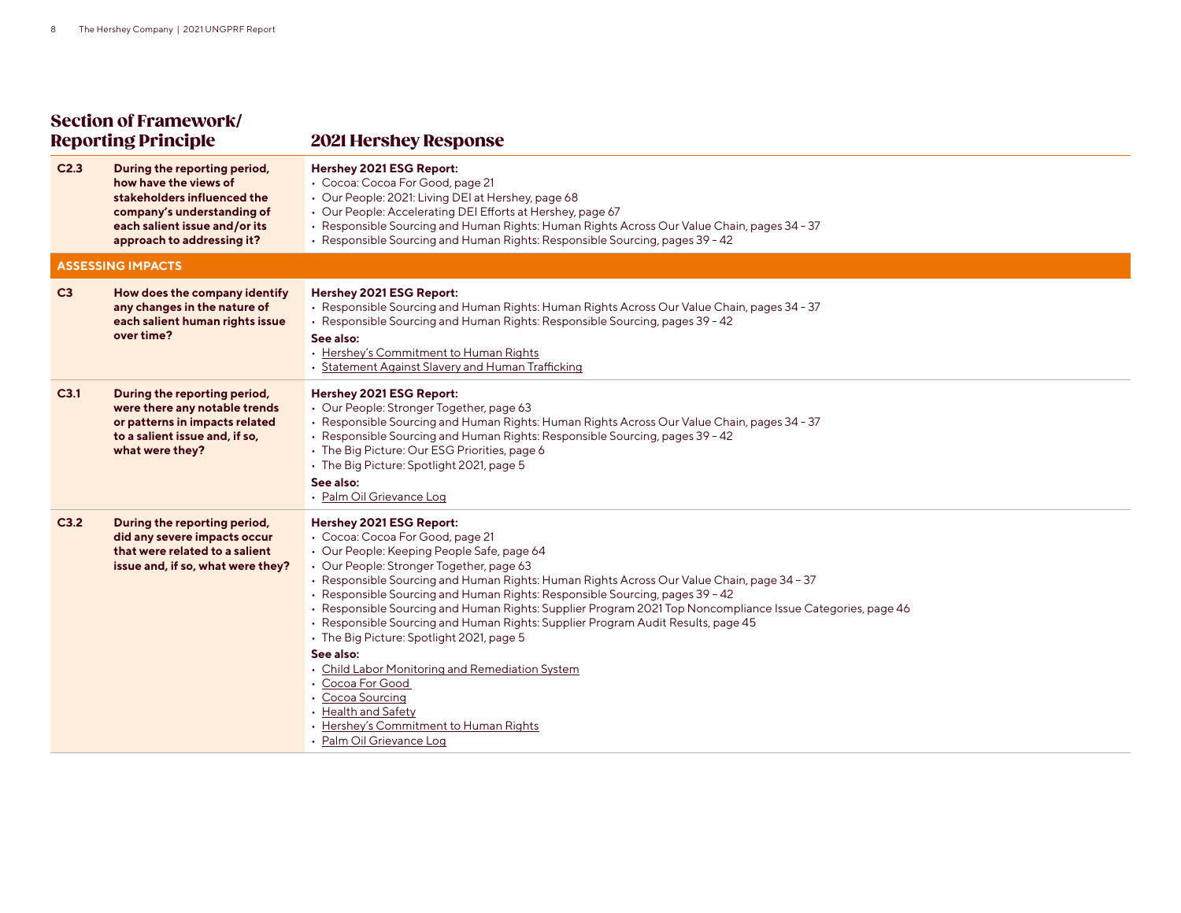| Section of Framework/ Reporting Principle | | 2021 Hershey Response |
|---|---|---|
| **C2.3** | **During the reporting period, how have the views of stakeholders influenced the company's understanding of each salient issue and/or its approach to addressing it?** | **Hershey 2021 ESG Report:**<br>• Cocoa: Cocoa For Good, page 21<br>• Our People: 2021: Living DEI at Hershey, page 68<br>• Our People: Accelerating DEI Efforts at Hershey, page 67<br>• Responsible Sourcing and Human Rights: Human Rights Across Our Value Chain, pages 34 – 37<br>• Responsible Sourcing and Human Rights: Responsible Sourcing, pages 39 – 42 |
| **ASSESSING IMPACTS** | | |
| **C3** | **How does the company identify any changes in the nature of each salient human rights issue over time?** | **Hershey 2021 ESG Report:**<br>• Responsible Sourcing and Human Rights: Human Rights Across Our Value Chain, pages 34 – 37<br>• Responsible Sourcing and Human Rights: Responsible Sourcing, pages 39 – 42<br>**See also:**<br>• Hershey's Commitment to Human Rights<br>• Statement Against Slavery and Human Trafficking |
| **C3.1** | **During the reporting period, were there any notable trends or patterns in impacts related to a salient issue and, if so, what were they?** | **Hershey 2021 ESG Report:**<br>• Our People: Stronger Together, page 63<br>• Responsible Sourcing and Human Rights: Human Rights Across Our Value Chain, pages 34 – 37<br>• Responsible Sourcing and Human Rights: Responsible Sourcing, pages 39 – 42<br>• The Big Picture: Our ESG Priorities, page 6<br>• The Big Picture: Spotlight 2021, page 5<br>**See also:**<br>• Palm Oil Grievance Log |
| **C3.2** | **During the reporting period, did any severe impacts occur that were related to a salient issue and, if so, what were they?** | **Hershey 2021 ESG Report:**<br>• Cocoa: Cocoa For Good, page 21<br>• Our People: Keeping People Safe, page 64<br>• Our People: Stronger Together, page 63<br>• Responsible Sourcing and Human Rights: Human Rights Across Our Value Chain, page 34 – 37<br>• Responsible Sourcing and Human Rights: Responsible Sourcing, pages 39 – 42<br>• Responsible Sourcing and Human Rights: Supplier Program 2021 Top Noncompliance Issue Categories, page 46<br>• Responsible Sourcing and Human Rights: Supplier Program Audit Results, page 45<br>• The Big Picture: Spotlight 2021, page 5<br>**See also:**<br>• Child Labor Monitoring and Remediation System<br>• Cocoa For Good<br>• Cocoa Sourcing<br>• Health and Safety<br>• Hershey's Commitment to Human Rights<br>• Palm Oil Grievance Log |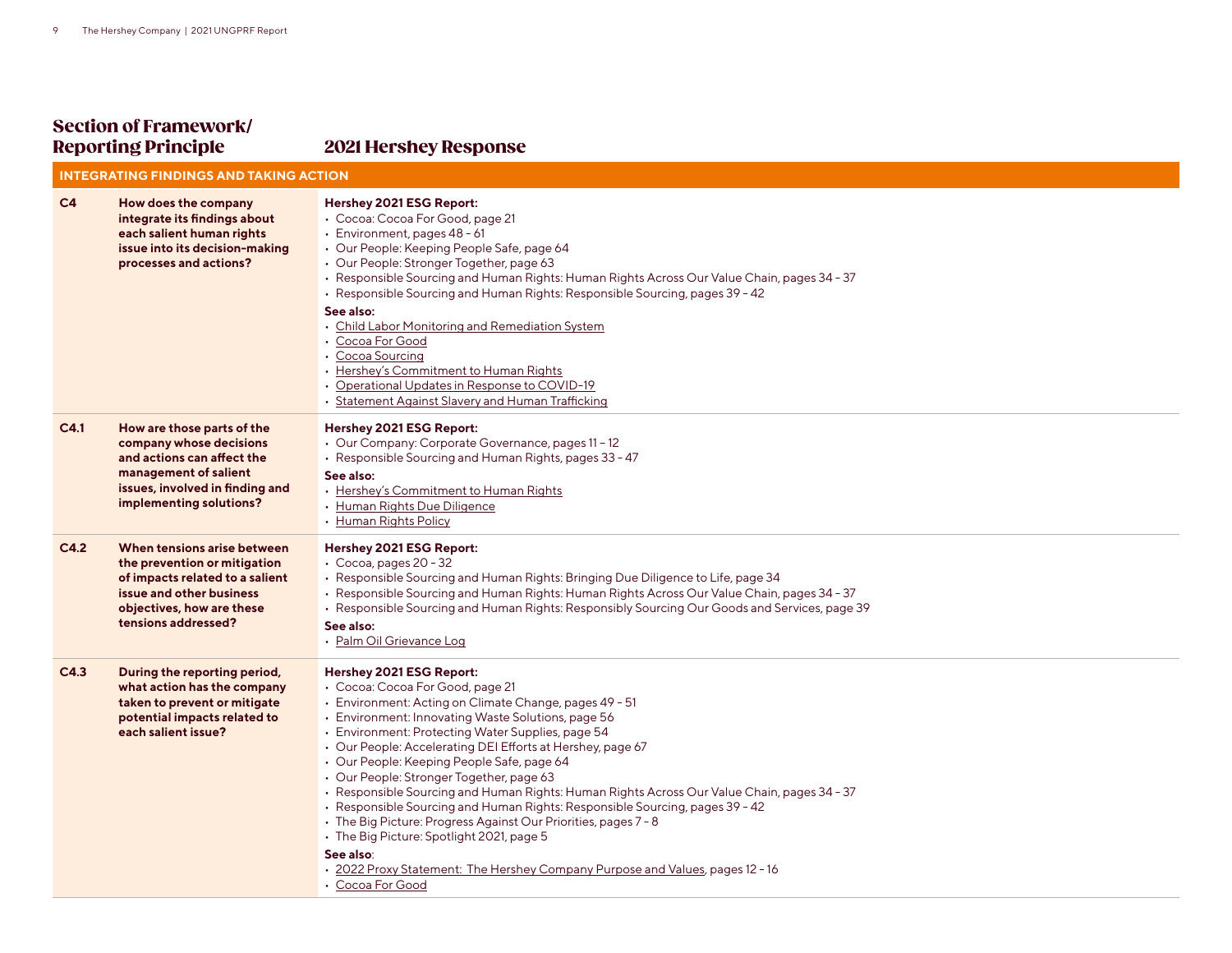| Section of Framework/ Reporting Principle | | 2021 Hershey Response |
|---|---|---|
| **INTEGRATING FINDINGS AND TAKING ACTION** | | |
| **C4** | **How does the company integrate its findings about each salient human rights issue into its decision-making processes and actions?** | **Hershey 2021 ESG Report:**<br>• Cocoa: Cocoa For Good, page 21<br>• Environment, pages 48 - 61<br>• Our People: Keeping People Safe, page 64<br>• Our People: Stronger Together, page 63<br>• Responsible Sourcing and Human Rights: Human Rights Across Our Value Chain, pages 34 - 37<br>• Responsible Sourcing and Human Rights: Responsible Sourcing, pages 39 - 42<br>**See also:**<br>• Child Labor Monitoring and Remediation System<br>• Cocoa For Good<br>• Cocoa Sourcing<br>• Hershey's Commitment to Human Rights<br>• Operational Updates in Response to COVID-19<br>• Statement Against Slavery and Human Trafficking |
| **C4.1** | **How are those parts of the company whose decisions and actions can affect the management of salient issues, involved in finding and implementing solutions?** | **Hershey 2021 ESG Report:**<br>• Our Company: Corporate Governance, pages 11 – 12<br>• Responsible Sourcing and Human Rights, pages 33 - 47<br>**See also:**<br>• Hershey's Commitment to Human Rights<br>• Human Rights Due Diligence<br>• Human Rights Policy |
| **C4.2** | **When tensions arise between the prevention or mitigation of impacts related to a salient issue and other business objectives, how are these tensions addressed?** | **Hershey 2021 ESG Report:**<br>• Cocoa, pages 20 - 32<br>• Responsible Sourcing and Human Rights: Bringing Due Diligence to Life, page 34<br>• Responsible Sourcing and Human Rights: Human Rights Across Our Value Chain, pages 34 - 37<br>• Responsible Sourcing and Human Rights: Responsibly Sourcing Our Goods and Services, page 39<br>**See also:**<br>• Palm Oil Grievance Log |
| **C4.3** | **During the reporting period, what action has the company taken to prevent or mitigate potential impacts related to each salient issue?** | **Hershey 2021 ESG Report:**<br>• Cocoa: Cocoa For Good, page 21<br>• Environment: Acting on Climate Change, pages 49 - 51<br>• Environment: Innovating Waste Solutions, page 56<br>• Environment: Protecting Water Supplies, page 54<br>• Our People: Accelerating DEI Efforts at Hershey, page 67<br>• Our People: Keeping People Safe, page 64<br>• Our People: Stronger Together, page 63<br>• Responsible Sourcing and Human Rights: Human Rights Across Our Value Chain, pages 34 - 37<br>• Responsible Sourcing and Human Rights: Responsible Sourcing, pages 39 - 42<br>• The Big Picture: Progress Against Our Priorities, pages 7 - 8<br>• The Big Picture: Spotlight 2021, page 5<br>**See also**:<br>• 2022 Proxy Statement: The Hershey Company Purpose and Values, pages 12 - 16<br>• Cocoa For Good |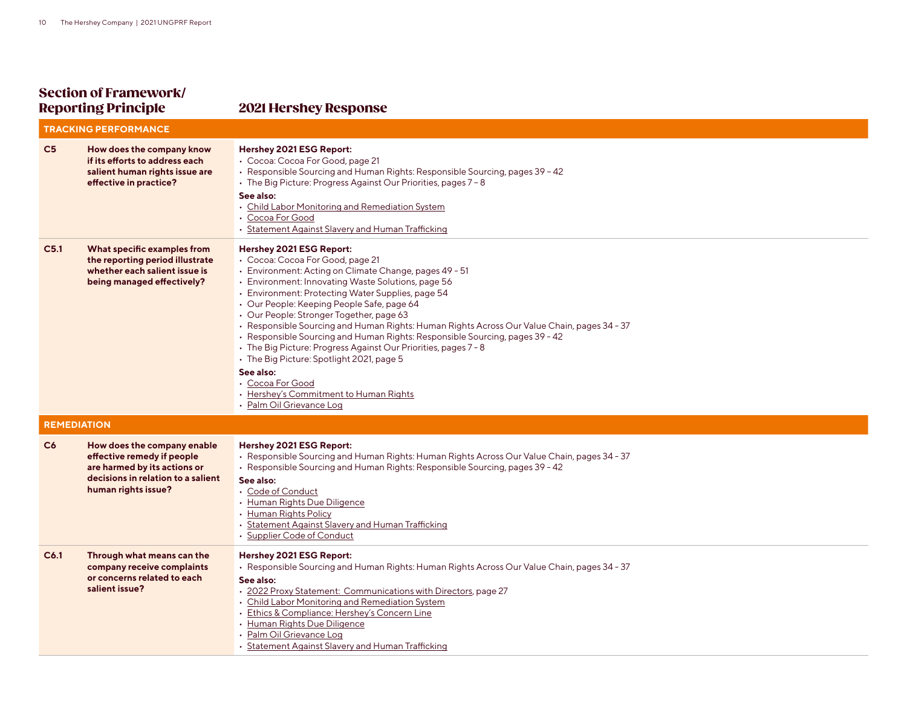| Section of Framework/ Reporting Principle | | 2021 Hershey Response |
|---|---|---|
| **TRACKING PERFORMANCE** | | |
| **C5** | **How does the company know if its efforts to address each salient human rights issue are effective in practice?** | **Hershey 2021 ESG Report:**<br>• Cocoa: Cocoa For Good, page 21<br>• Responsible Sourcing and Human Rights: Responsible Sourcing, pages 39 – 42<br>• The Big Picture: Progress Against Our Priorities, pages 7 – 8<br>**See also:**<br>• Child Labor Monitoring and Remediation System<br>• Cocoa For Good<br>• Statement Against Slavery and Human Trafficking |
| **C5.1** | **What specific examples from the reporting period illustrate whether each salient issue is being managed effectively?** | **Hershey 2021 ESG Report:**<br>• Cocoa: Cocoa For Good, page 21<br>• Environment: Acting on Climate Change, pages 49 – 51<br>• Environment: Innovating Waste Solutions, page 56<br>• Environment: Protecting Water Supplies, page 54<br>• Our People: Keeping People Safe, page 64<br>• Our People: Stronger Together, page 63<br>• Responsible Sourcing and Human Rights: Human Rights Across Our Value Chain, pages 34 – 37<br>• Responsible Sourcing and Human Rights: Responsible Sourcing, pages 39 – 42<br>• The Big Picture: Progress Against Our Priorities, pages 7 – 8<br>• The Big Picture: Spotlight 2021, page 5<br>**See also:**<br>• Cocoa For Good<br>• Hershey's Commitment to Human Rights<br>• Palm Oil Grievance Log |
| **REMEDIATION** | | |
| **C6** | **How does the company enable effective remedy if people are harmed by its actions or decisions in relation to a salient human rights issue?** | **Hershey 2021 ESG Report:**<br>• Responsible Sourcing and Human Rights: Human Rights Across Our Value Chain, pages 34 – 37<br>• Responsible Sourcing and Human Rights: Responsible Sourcing, pages 39 – 42<br>**See also:**<br>• Code of Conduct<br>• Human Rights Due Diligence<br>• Human Rights Policy<br>• Statement Against Slavery and Human Trafficking<br>• Supplier Code of Conduct |
| **C6.1** | **Through what means can the company receive complaints or concerns related to each salient issue?** | **Hershey 2021 ESG Report:**<br>• Responsible Sourcing and Human Rights: Human Rights Across Our Value Chain, pages 34 – 37<br>**See also:**<br>• 2022 Proxy Statement: Communications with Directors, page 27<br>• Child Labor Monitoring and Remediation System<br>• Ethics & Compliance: Hershey's Concern Line<br>• Human Rights Due Diligence<br>• Palm Oil Grievance Log<br>• Statement Against Slavery and Human Trafficking |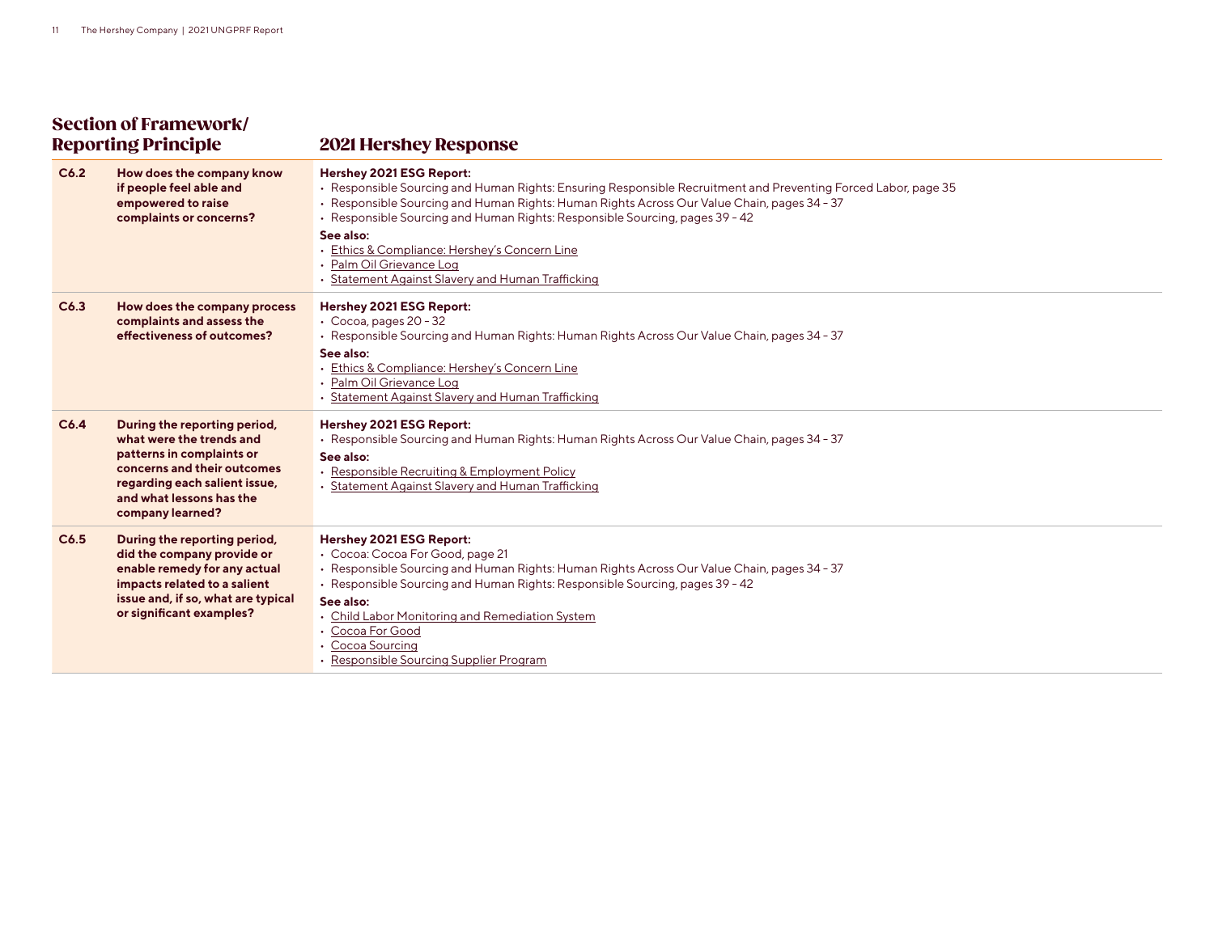| Section of Framework/ Reporting Principle | | 2021 Hershey Response |
|---|---|---|
| **C6.2** | **How does the company know if people feel able and empowered to raise complaints or concerns?** | **Hershey 2021 ESG Report:**<br>• Responsible Sourcing and Human Rights: Ensuring Responsible Recruitment and Preventing Forced Labor, page 35<br>• Responsible Sourcing and Human Rights: Human Rights Across Our Value Chain, pages 34 – 37<br>• Responsible Sourcing and Human Rights: Responsible Sourcing, pages 39 – 42<br>**See also:**<br>• Ethics & Compliance: Hershey's Concern Line<br>• Palm Oil Grievance Log<br>• Statement Against Slavery and Human Trafficking |
| **C6.3** | **How does the company process complaints and assess the effectiveness of outcomes?** | **Hershey 2021 ESG Report:**<br>• Cocoa, pages 20 – 32<br>• Responsible Sourcing and Human Rights: Human Rights Across Our Value Chain, pages 34 – 37<br>**See also:**<br>• Ethics & Compliance: Hershey's Concern Line<br>• Palm Oil Grievance Log<br>• Statement Against Slavery and Human Trafficking |
| **C6.4** | **During the reporting period, what were the trends and patterns in complaints or concerns and their outcomes regarding each salient issue, and what lessons has the company learned?** | **Hershey 2021 ESG Report:**<br>• Responsible Sourcing and Human Rights: Human Rights Across Our Value Chain, pages 34 – 37<br>**See also:**<br>• Responsible Recruiting & Employment Policy<br>• Statement Against Slavery and Human Trafficking |
| **C6.5** | **During the reporting period, did the company provide or enable remedy for any actual impacts related to a salient issue and, if so, what are typical or significant examples?** | **Hershey 2021 ESG Report:**<br>• Cocoa: Cocoa For Good, page 21<br>• Responsible Sourcing and Human Rights: Human Rights Across Our Value Chain, pages 34 – 37<br>• Responsible Sourcing and Human Rights: Responsible Sourcing, pages 39 – 42<br>**See also:**<br>• Child Labor Monitoring and Remediation System<br>• Cocoa For Good<br>• Cocoa Sourcing<br>• Responsible Sourcing Supplier Program |